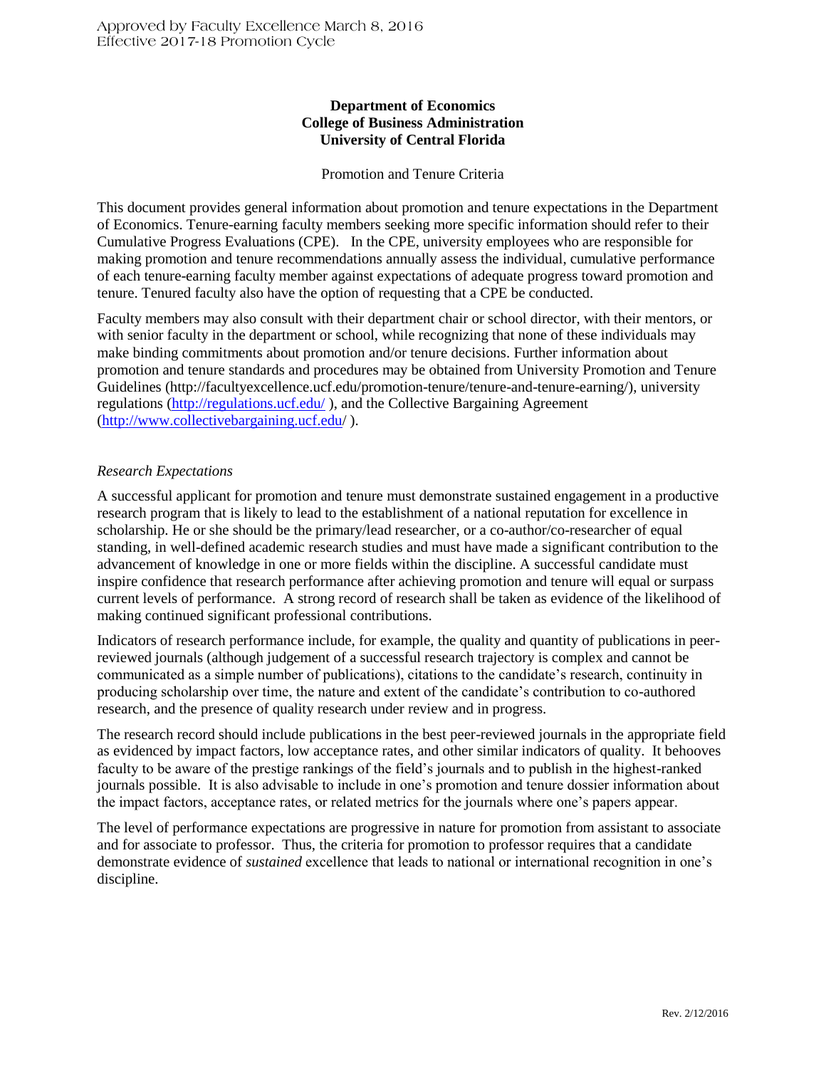Approved by Faculty Excellence March 8, 2016
Effective 2017-18 Promotion Cycle

**Department of Economics**
**College of Business Administration**
**University of Central Florida**

Promotion and Tenure Criteria

This document provides general information about promotion and tenure expectations in the Department of Economics. Tenure-earning faculty members seeking more specific information should refer to their Cumulative Progress Evaluations (CPE). In the CPE, university employees who are responsible for making promotion and tenure recommendations annually assess the individual, cumulative performance of each tenure-earning faculty member against expectations of adequate progress toward promotion and tenure. Tenured faculty also have the option of requesting that a CPE be conducted.

Faculty members may also consult with their department chair or school director, with their mentors, or with senior faculty in the department or school, while recognizing that none of these individuals may make binding commitments about promotion and/or tenure decisions. Further information about promotion and tenure standards and procedures may be obtained from University Promotion and Tenure Guidelines (http://facultyexcellence.ucf.edu/promotion-tenure/tenure-and-tenure-earning/), university regulations (http://regulations.ucf.edu/ ), and the Collective Bargaining Agreement (http://www.collectivebargaining.ucf.edu/ ).

*Research Expectations*

A successful applicant for promotion and tenure must demonstrate sustained engagement in a productive research program that is likely to lead to the establishment of a national reputation for excellence in scholarship. He or she should be the primary/lead researcher, or a co-author/co-researcher of equal standing, in well-defined academic research studies and must have made a significant contribution to the advancement of knowledge in one or more fields within the discipline. A successful candidate must inspire confidence that research performance after achieving promotion and tenure will equal or surpass current levels of performance. A strong record of research shall be taken as evidence of the likelihood of making continued significant professional contributions.

Indicators of research performance include, for example, the quality and quantity of publications in peer-reviewed journals (although judgement of a successful research trajectory is complex and cannot be communicated as a simple number of publications), citations to the candidate's research, continuity in producing scholarship over time, the nature and extent of the candidate's contribution to co-authored research, and the presence of quality research under review and in progress.

The research record should include publications in the best peer-reviewed journals in the appropriate field as evidenced by impact factors, low acceptance rates, and other similar indicators of quality. It behooves faculty to be aware of the prestige rankings of the field's journals and to publish in the highest-ranked journals possible. It is also advisable to include in one's promotion and tenure dossier information about the impact factors, acceptance rates, or related metrics for the journals where one's papers appear.

The level of performance expectations are progressive in nature for promotion from assistant to associate and for associate to professor. Thus, the criteria for promotion to professor requires that a candidate demonstrate evidence of *sustained* excellence that leads to national or international recognition in one's discipline.

Rev. 2/12/2016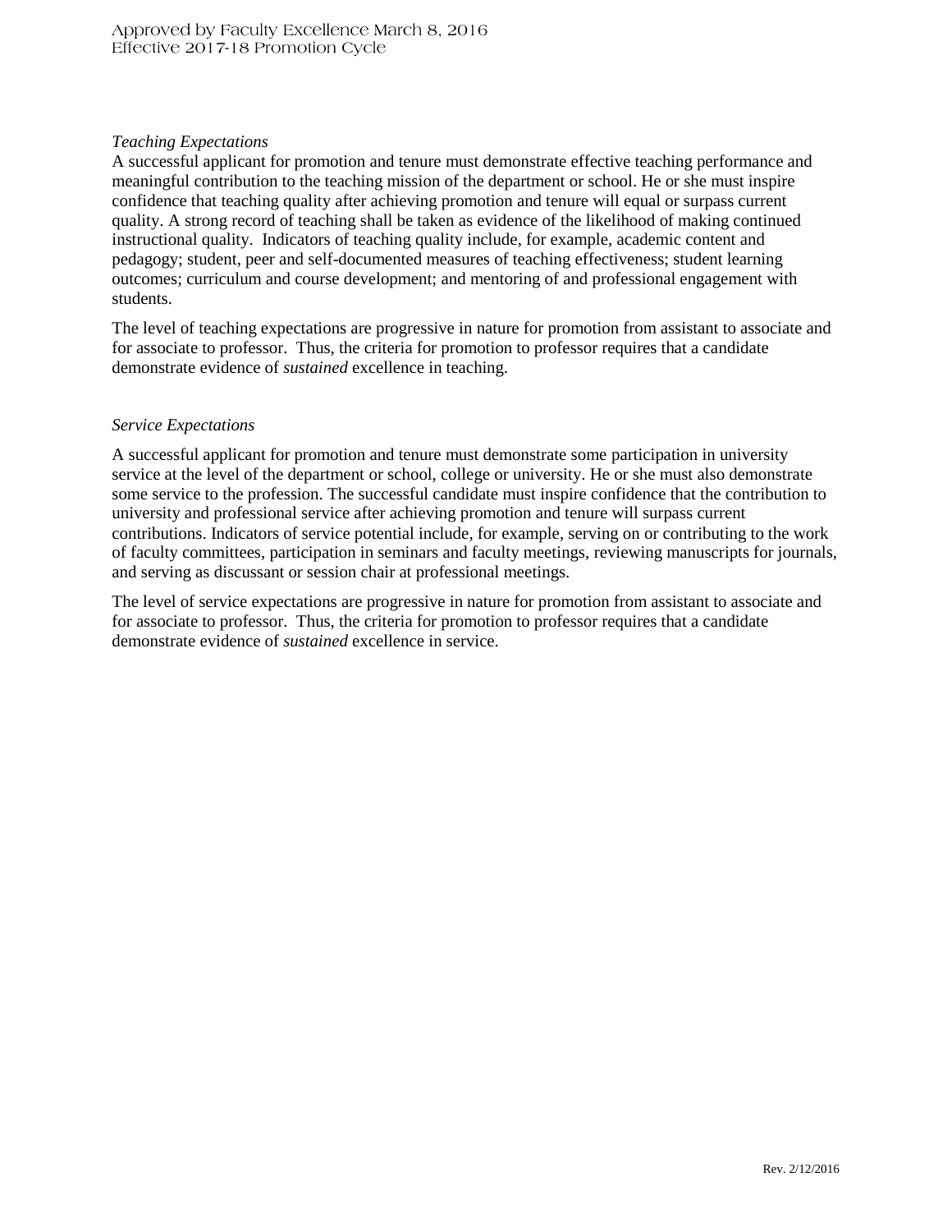*Teaching Expectations*

A successful applicant for promotion and tenure must demonstrate effective teaching performance and meaningful contribution to the teaching mission of the department or school. He or she must inspire confidence that teaching quality after achieving promotion and tenure will equal or surpass current quality. A strong record of teaching shall be taken as evidence of the likelihood of making continued instructional quality. Indicators of teaching quality include, for example, academic content and pedagogy; student, peer and self-documented measures of teaching effectiveness; student learning outcomes; curriculum and course development; and mentoring of and professional engagement with students.

The level of teaching expectations are progressive in nature for promotion from assistant to associate and for associate to professor. Thus, the criteria for promotion to professor requires that a candidate demonstrate evidence of *sustained* excellence in teaching.

*Service Expectations*

A successful applicant for promotion and tenure must demonstrate some participation in university service at the level of the department or school, college or university. He or she must also demonstrate some service to the profession. The successful candidate must inspire confidence that the contribution to university and professional service after achieving promotion and tenure will surpass current contributions. Indicators of service potential include, for example, serving on or contributing to the work of faculty committees, participation in seminars and faculty meetings, reviewing manuscripts for journals, and serving as discussant or session chair at professional meetings.

The level of service expectations are progressive in nature for promotion from assistant to associate and for associate to professor. Thus, the criteria for promotion to professor requires that a candidate demonstrate evidence of *sustained* excellence in service.